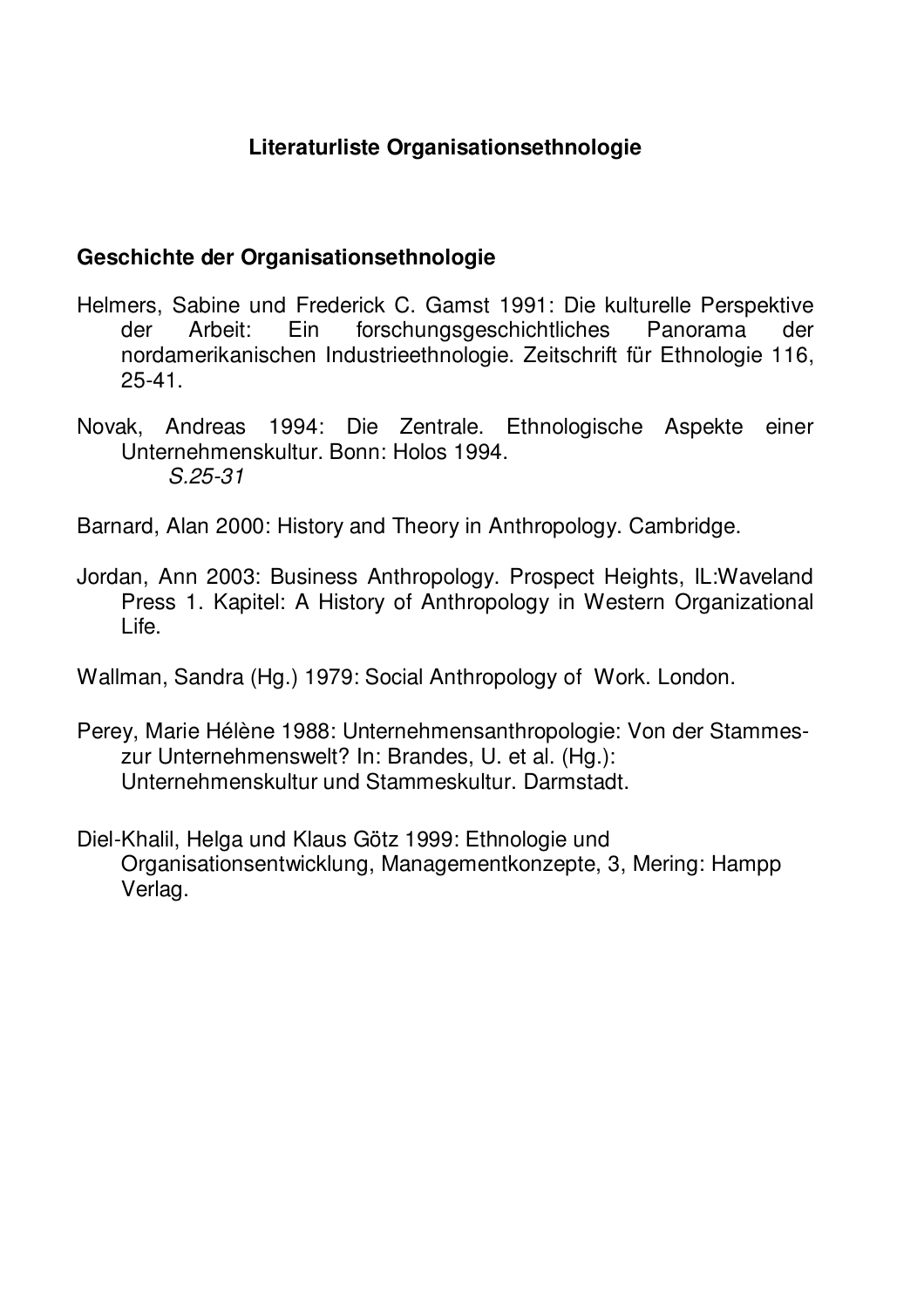# Literaturliste Organisationsethnologie

## Geschichte der Organisationsethnologie

Helmers, Sabine und Frederick C. Gamst 1991: Die kulturelle Perspektive der Arbeit: Ein forschungsgeschichtliches Panorama der nordamerikanischen Industrieethnologie. Zeitschrift für Ethnologie 116, 25-41.

Novak, Andreas 1994: Die Zentrale. Ethnologische Aspekte einer Unternehmenskultur. Bonn: Holos 1994.
*S.25-31*

Barnard, Alan 2000: History and Theory in Anthropology. Cambridge.

Jordan, Ann 2003: Business Anthropology. Prospect Heights, IL:Waveland Press 1. Kapitel: A History of Anthropology in Western Organizational Life.

Wallman, Sandra (Hg.) 1979: Social Anthropology of Work. London.

Perey, Marie Hélène 1988: Unternehmensanthropologie: Von der Stammes- zur Unternehmenswelt? In: Brandes, U. et al. (Hg.): Unternehmenskultur und Stammeskultur. Darmstadt.

Diel-Khalil, Helga und Klaus Götz 1999: Ethnologie und Organisationsentwicklung, Managementkonzepte, 3, Mering: Hampp Verlag.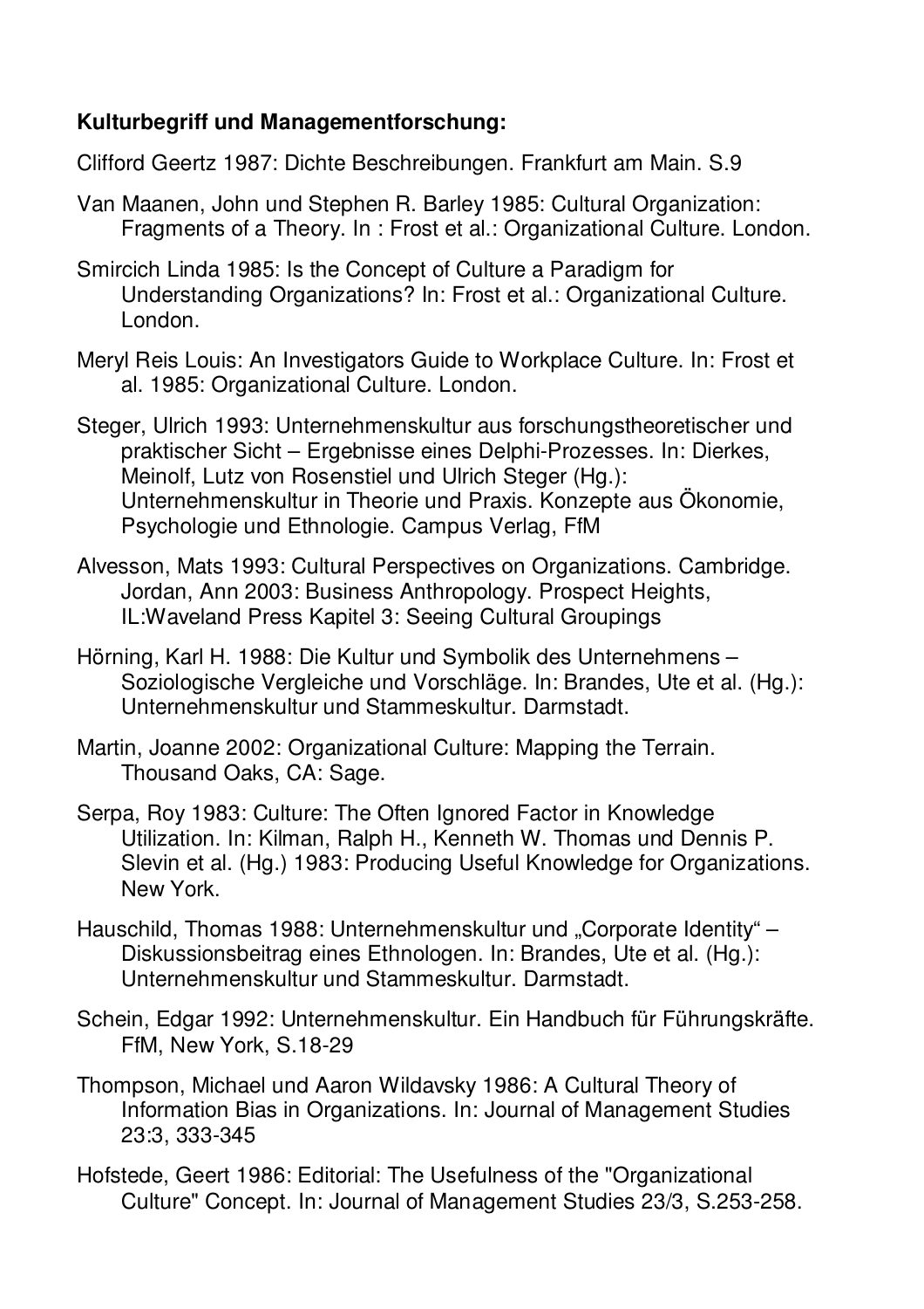**Kulturbegriff und Managementforschung:**

Clifford Geertz 1987: Dichte Beschreibungen. Frankfurt am Main. S.9

Van Maanen, John und Stephen R. Barley 1985: Cultural Organization: Fragments of a Theory. In : Frost et al.: Organizational Culture. London.

Smircich Linda 1985: Is the Concept of Culture a Paradigm for Understanding Organizations? In: Frost et al.: Organizational Culture. London.

Meryl Reis Louis: An Investigators Guide to Workplace Culture. In: Frost et al. 1985: Organizational Culture. London.

Steger, Ulrich 1993: Unternehmenskultur aus forschungstheoretischer und praktischer Sicht – Ergebnisse eines Delphi-Prozesses. In: Dierkes, Meinolf, Lutz von Rosenstiel und Ulrich Steger (Hg.): Unternehmenskultur in Theorie und Praxis. Konzepte aus Ökonomie, Psychologie und Ethnologie. Campus Verlag, FfM

Alvesson, Mats 1993: Cultural Perspectives on Organizations. Cambridge. Jordan, Ann 2003: Business Anthropology. Prospect Heights, IL:Waveland Press Kapitel 3: Seeing Cultural Groupings

Hörning, Karl H. 1988: Die Kultur und Symbolik des Unternehmens – Soziologische Vergleiche und Vorschläge. In: Brandes, Ute et al. (Hg.): Unternehmenskultur und Stammeskultur. Darmstadt.

Martin, Joanne 2002: Organizational Culture: Mapping the Terrain. Thousand Oaks, CA: Sage.

Serpa, Roy 1983: Culture: The Often Ignored Factor in Knowledge Utilization. In: Kilman, Ralph H., Kenneth W. Thomas und Dennis P. Slevin et al. (Hg.) 1983: Producing Useful Knowledge for Organizations. New York.

Hauschild, Thomas 1988: Unternehmenskultur und „Corporate Identity" – Diskussionsbeitrag eines Ethnologen. In: Brandes, Ute et al. (Hg.): Unternehmenskultur und Stammeskultur. Darmstadt.

Schein, Edgar 1992: Unternehmenskultur. Ein Handbuch für Führungskräfte. FfM, New York, S.18-29

Thompson, Michael und Aaron Wildavsky 1986: A Cultural Theory of Information Bias in Organizations. In: Journal of Management Studies 23:3, 333-345

Hofstede, Geert 1986: Editorial: The Usefulness of the "Organizational Culture" Concept. In: Journal of Management Studies 23/3, S.253-258.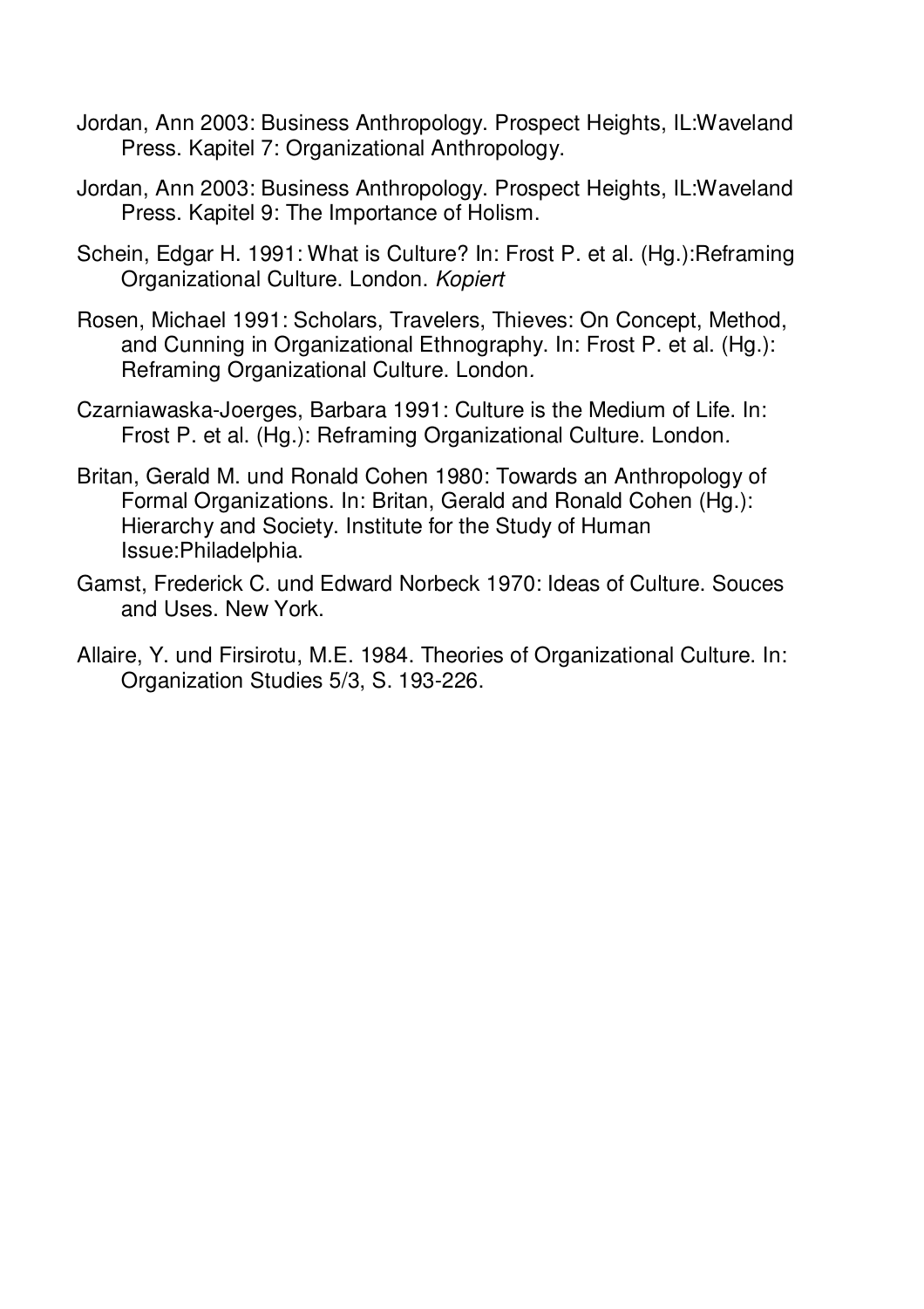Jordan, Ann 2003: Business Anthropology. Prospect Heights, IL:Waveland Press. Kapitel 7: Organizational Anthropology.

Jordan, Ann 2003: Business Anthropology. Prospect Heights, IL:Waveland Press. Kapitel 9: The Importance of Holism.

Schein, Edgar H. 1991: What is Culture? In: Frost P. et al. (Hg.):Reframing Organizational Culture. London. *Kopiert*

Rosen, Michael 1991: Scholars, Travelers, Thieves: On Concept, Method, and Cunning in Organizational Ethnography. In: Frost P. et al. (Hg.): Reframing Organizational Culture. London.

Czarniawaska-Joerges, Barbara 1991: Culture is the Medium of Life. In: Frost P. et al. (Hg.): Reframing Organizational Culture. London.

Britan, Gerald M. und Ronald Cohen 1980: Towards an Anthropology of Formal Organizations. In: Britan, Gerald and Ronald Cohen (Hg.): Hierarchy and Society. Institute for the Study of Human Issue:Philadelphia.

Gamst, Frederick C. und Edward Norbeck 1970: Ideas of Culture. Souces and Uses. New York.

Allaire, Y. und Firsirotu, M.E. 1984. Theories of Organizational Culture. In: Organization Studies 5/3, S. 193-226.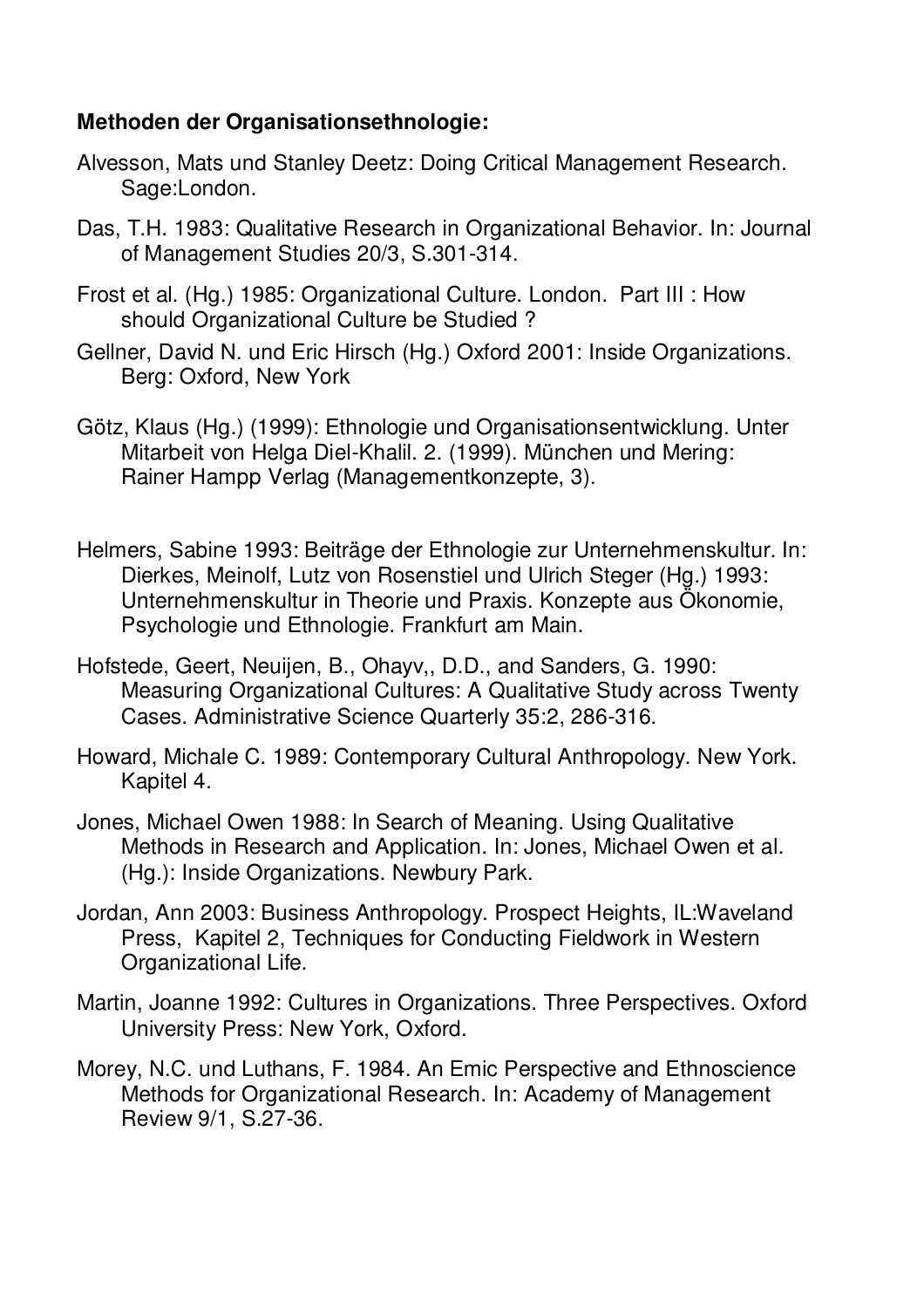**Methoden der Organisationsethnologie:**

Alvesson, Mats und Stanley Deetz: Doing Critical Management Research. Sage:London.

Das, T.H. 1983: Qualitative Research in Organizational Behavior. In: Journal of Management Studies 20/3, S.301-314.

Frost et al. (Hg.) 1985: Organizational Culture. London. Part III : How should Organizational Culture be Studied ?

Gellner, David N. und Eric Hirsch (Hg.) Oxford 2001: Inside Organizations. Berg: Oxford, New York

Götz, Klaus (Hg.) (1999): Ethnologie und Organisationsentwicklung. Unter Mitarbeit von Helga Diel-Khalil. 2. (1999). München und Mering: Rainer Hampp Verlag (Managementkonzepte, 3).

Helmers, Sabine 1993: Beiträge der Ethnologie zur Unternehmenskultur. In: Dierkes, Meinolf, Lutz von Rosenstiel und Ulrich Steger (Hg.) 1993: Unternehmenskultur in Theorie und Praxis. Konzepte aus Ökonomie, Psychologie und Ethnologie. Frankfurt am Main.

Hofstede, Geert, Neuijen, B., Ohayv,, D.D., and Sanders, G. 1990: Measuring Organizational Cultures: A Qualitative Study across Twenty Cases. Administrative Science Quarterly 35:2, 286-316.

Howard, Michale C. 1989: Contemporary Cultural Anthropology. New York. Kapitel 4.

Jones, Michael Owen 1988: In Search of Meaning. Using Qualitative Methods in Research and Application. In: Jones, Michael Owen et al. (Hg.): Inside Organizations. Newbury Park.

Jordan, Ann 2003: Business Anthropology. Prospect Heights, IL:Waveland Press, Kapitel 2, Techniques for Conducting Fieldwork in Western Organizational Life.

Martin, Joanne 1992: Cultures in Organizations. Three Perspectives. Oxford University Press: New York, Oxford.

Morey, N.C. und Luthans, F. 1984. An Emic Perspective and Ethnoscience Methods for Organizational Research. In: Academy of Management Review 9/1, S.27-36.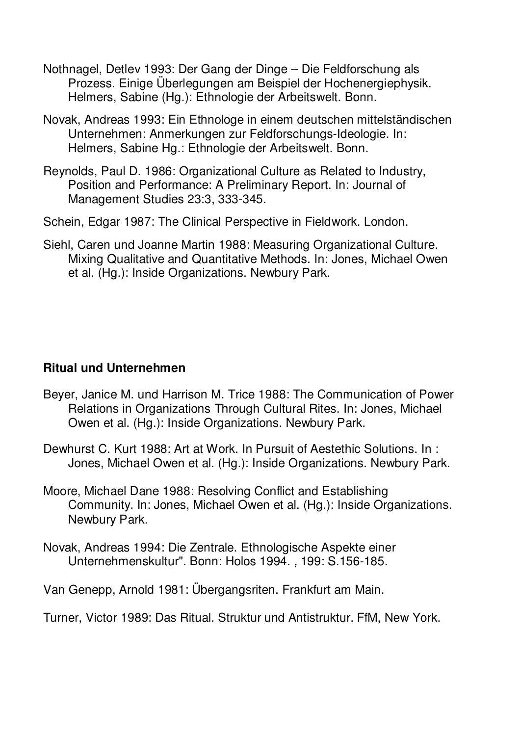Nothnagel, Detlev 1993: Der Gang der Dinge – Die Feldforschung als Prozess. Einige Überlegungen am Beispiel der Hochenergiephysik. Helmers, Sabine (Hg.): Ethnologie der Arbeitswelt. Bonn.

Novak, Andreas 1993: Ein Ethnologe in einem deutschen mittelständischen Unternehmen: Anmerkungen zur Feldforschungs-Ideologie. In: Helmers, Sabine Hg.: Ethnologie der Arbeitswelt. Bonn.

Reynolds, Paul D. 1986: Organizational Culture as Related to Industry, Position and Performance: A Preliminary Report. In: Journal of Management Studies 23:3, 333-345.

Schein, Edgar 1987: The Clinical Perspective in Fieldwork. London.

Siehl, Caren und Joanne Martin 1988: Measuring Organizational Culture. Mixing Qualitative and Quantitative Methods. In: Jones, Michael Owen et al. (Hg.): Inside Organizations. Newbury Park.

**Ritual und Unternehmen**

Beyer, Janice M. und Harrison M. Trice 1988: The Communication of Power Relations in Organizations Through Cultural Rites. In: Jones, Michael Owen et al. (Hg.): Inside Organizations. Newbury Park.

Dewhurst C. Kurt 1988: Art at Work. In Pursuit of Aestethic Solutions. In : Jones, Michael Owen et al. (Hg.): Inside Organizations. Newbury Park.

Moore, Michael Dane 1988: Resolving Conflict and Establishing Community. In: Jones, Michael Owen et al. (Hg.): Inside Organizations. Newbury Park.

Novak, Andreas 1994: Die Zentrale. Ethnologische Aspekte einer Unternehmenskultur". Bonn: Holos 1994. , 199: S.156-185.

Van Genepp, Arnold 1981: Übergangsriten. Frankfurt am Main.

Turner, Victor 1989: Das Ritual. Struktur und Antistruktur. FfM, New York.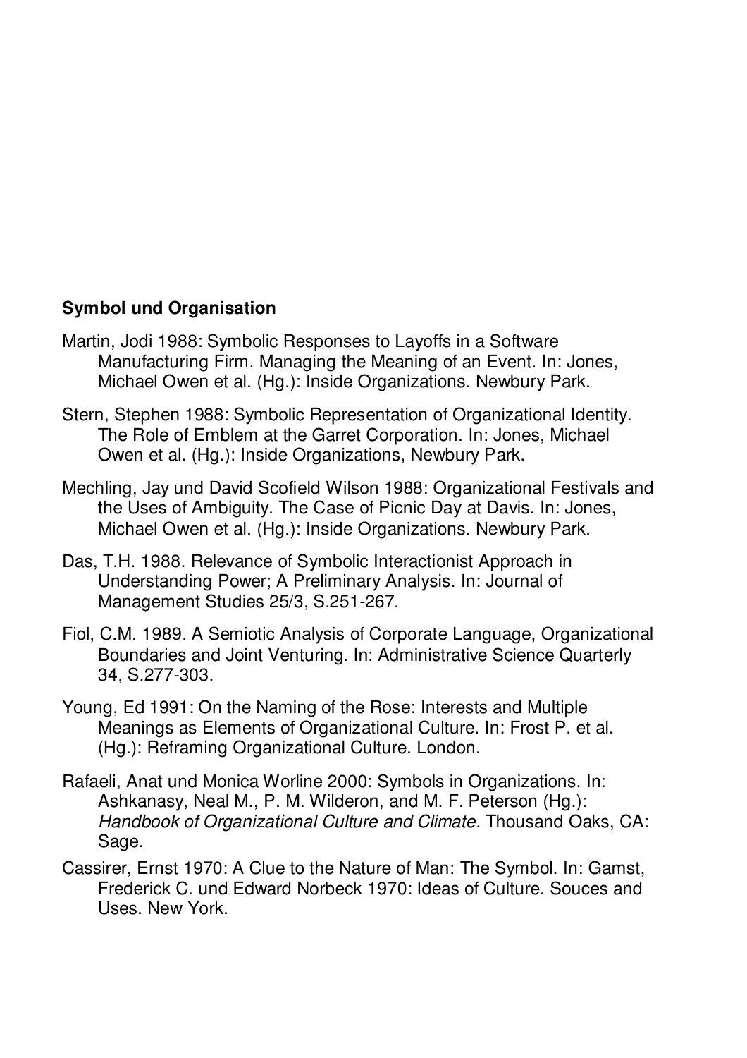**Symbol und Organisation**

Martin, Jodi 1988: Symbolic Responses to Layoffs in a Software Manufacturing Firm. Managing the Meaning of an Event. In: Jones, Michael Owen et al. (Hg.): Inside Organizations. Newbury Park.

Stern, Stephen 1988: Symbolic Representation of Organizational Identity. The Role of Emblem at the Garret Corporation. In: Jones, Michael Owen et al. (Hg.): Inside Organizations, Newbury Park.

Mechling, Jay und David Scofield Wilson 1988: Organizational Festivals and the Uses of Ambiguity. The Case of Picnic Day at Davis. In: Jones, Michael Owen et al. (Hg.): Inside Organizations. Newbury Park.

Das, T.H. 1988. Relevance of Symbolic Interactionist Approach in Understanding Power; A Preliminary Analysis. In: Journal of Management Studies 25/3, S.251-267.

Fiol, C.M. 1989. A Semiotic Analysis of Corporate Language, Organizational Boundaries and Joint Venturing. In: Administrative Science Quarterly 34, S.277-303.

Young, Ed 1991: On the Naming of the Rose: Interests and Multiple Meanings as Elements of Organizational Culture. In: Frost P. et al. (Hg.): Reframing Organizational Culture. London.

Rafaeli, Anat und Monica Worline 2000: Symbols in Organizations. In: Ashkanasy, Neal M., P. M. Wilderon, and M. F. Peterson (Hg.): *Handbook of Organizational Culture and Climate.* Thousand Oaks, CA: Sage.

Cassirer, Ernst 1970: A Clue to the Nature of Man: The Symbol. In: Gamst, Frederick C. und Edward Norbeck 1970: Ideas of Culture. Souces and Uses. New York.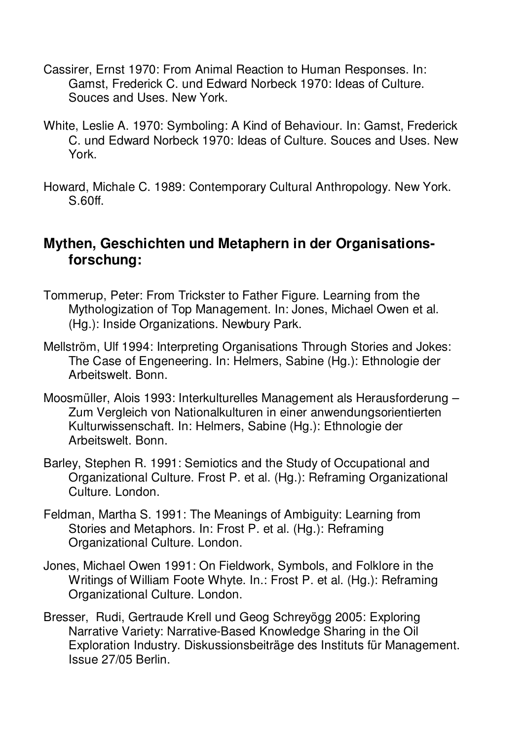Cassirer, Ernst 1970: From Animal Reaction to Human Responses. In: Gamst, Frederick C. und Edward Norbeck 1970: Ideas of Culture. Souces and Uses. New York.

White, Leslie A. 1970: Symboling: A Kind of Behaviour. In: Gamst, Frederick C. und Edward Norbeck 1970: Ideas of Culture. Souces and Uses. New York.

Howard, Michale C. 1989: Contemporary Cultural Anthropology. New York. S.60ff.

### Mythen, Geschichten und Metaphern in der Organisations-forschung:

Tommerup, Peter: From Trickster to Father Figure. Learning from the Mythologization of Top Management. In: Jones, Michael Owen et al. (Hg.): Inside Organizations. Newbury Park.

Mellström, Ulf 1994: Interpreting Organisations Through Stories and Jokes: The Case of Engeneering. In: Helmers, Sabine (Hg.): Ethnologie der Arbeitswelt. Bonn.

Moosmüller, Alois 1993: Interkulturelles Management als Herausforderung – Zum Vergleich von Nationalkulturen in einer anwendungsorientierten Kulturwissenschaft. In: Helmers, Sabine (Hg.): Ethnologie der Arbeitswelt. Bonn.

Barley, Stephen R. 1991: Semiotics and the Study of Occupational and Organizational Culture. Frost P. et al. (Hg.): Reframing Organizational Culture. London.

Feldman, Martha S. 1991: The Meanings of Ambiguity: Learning from Stories and Metaphors. In: Frost P. et al. (Hg.): Reframing Organizational Culture. London.

Jones, Michael Owen 1991: On Fieldwork, Symbols, and Folklore in the Writings of William Foote Whyte. In.: Frost P. et al. (Hg.): Reframing Organizational Culture. London.

Bresser, Rudi, Gertraude Krell und Geog Schreyögg 2005: Exploring Narrative Variety: Narrative-Based Knowledge Sharing in the Oil Exploration Industry. Diskussionsbeiträge des Instituts für Management. Issue 27/05 Berlin.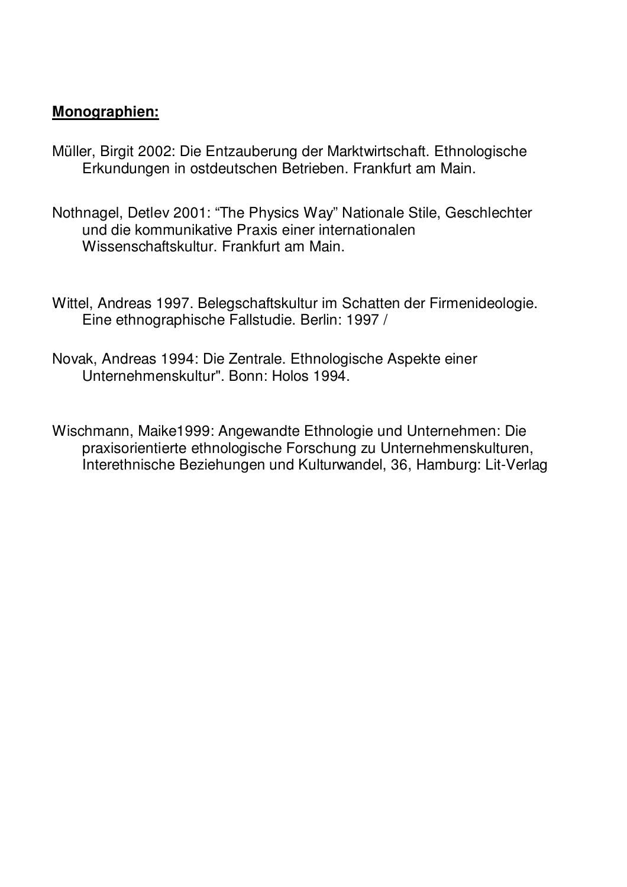**<u>Monographien:</u>**

Müller, Birgit 2002: Die Entzauberung der Marktwirtschaft. Ethnologische Erkundungen in ostdeutschen Betrieben. Frankfurt am Main.

Nothnagel, Detlev 2001: "The Physics Way" Nationale Stile, Geschlechter und die kommunikative Praxis einer internationalen Wissenschaftskultur. Frankfurt am Main.

Wittel, Andreas 1997. Belegschaftskultur im Schatten der Firmenideologie. Eine ethnographische Fallstudie. Berlin: 1997 /

Novak, Andreas 1994: Die Zentrale. Ethnologische Aspekte einer Unternehmenskultur". Bonn: Holos 1994.

Wischmann, Maike1999: Angewandte Ethnologie und Unternehmen: Die praxisorientierte ethnologische Forschung zu Unternehmenskulturen, Interethnische Beziehungen und Kulturwandel, 36, Hamburg: Lit-Verlag